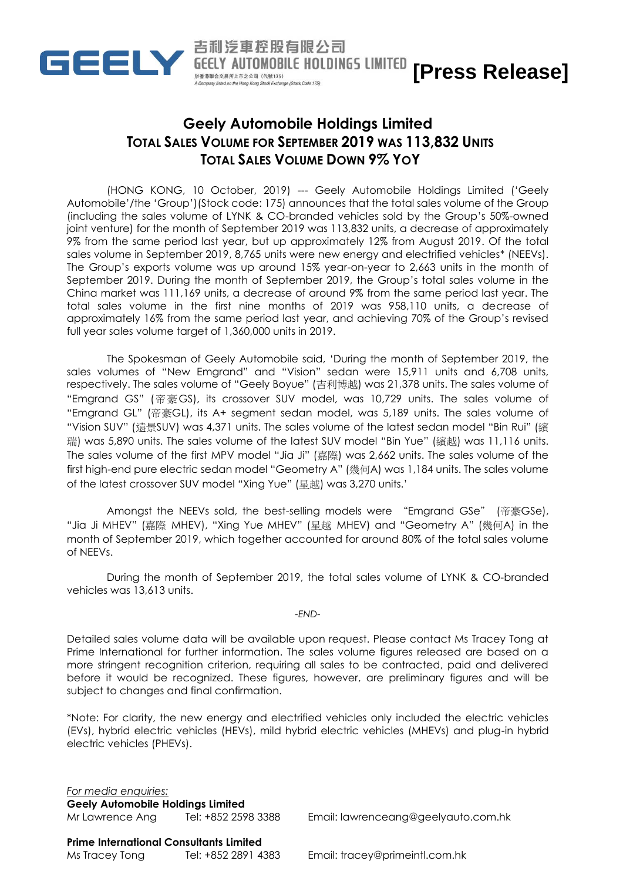吉利汽車控股有限公司
GEELY AUTOMOBILE HOLDINGS LIMITED
於香港聯合交易所上市之公司（代號175）
A Company listed on the Hong Kong Stock Exchange (Stock Code 175)

**[Press Release]**

# Geely Automobile Holdings Limited
## TOTAL SALES VOLUME FOR SEPTEMBER 2019 WAS 113,832 UNITS
## TOTAL SALES VOLUME DOWN 9% YOY

(HONG KONG, 10 October, 2019) --- Geely Automobile Holdings Limited ('Geely Automobile'/the 'Group')(Stock code: 175) announces that the total sales volume of the Group (including the sales volume of LYNK & CO-branded vehicles sold by the Group's 50%-owned joint venture) for the month of September 2019 was 113,832 units, a decrease of approximately 9% from the same period last year, but up approximately 12% from August 2019. Of the total sales volume in September 2019, 8,765 units were new energy and electrified vehicles* (NEEVs). The Group's exports volume was up around 15% year-on-year to 2,663 units in the month of September 2019. During the month of September 2019, the Group's total sales volume in the China market was 111,169 units, a decrease of around 9% from the same period last year. The total sales volume in the first nine months of 2019 was 958,110 units, a decrease of approximately 16% from the same period last year, and achieving 70% of the Group's revised full year sales volume target of 1,360,000 units in 2019.

The Spokesman of Geely Automobile said, 'During the month of September 2019, the sales volumes of "New Emgrand" and "Vision" sedan were 15,911 units and 6,708 units, respectively. The sales volume of "Geely Boyue" (吉利博越) was 21,378 units. The sales volume of "Emgrand GS" (帝豪GS), its crossover SUV model, was 10,729 units. The sales volume of "Emgrand GL" (帝豪GL), its A+ segment sedan model, was 5,189 units. The sales volume of "Vision SUV" (遠景SUV) was 4,371 units. The sales volume of the latest sedan model "Bin Rui" (繽瑞) was 5,890 units. The sales volume of the latest SUV model "Bin Yue" (繽越) was 11,116 units. The sales volume of the first MPV model "Jia Ji" (嘉際) was 2,662 units. The sales volume of the first high-end pure electric sedan model "Geometry A" (幾何A) was 1,184 units. The sales volume of the latest crossover SUV model "Xing Yue" (星越) was 3,270 units.'

Amongst the NEEVs sold, the best-selling models were "Emgrand GSe" (帝豪GSe), "Jia Ji MHEV" (嘉際 MHEV), "Xing Yue MHEV" (星越 MHEV) and "Geometry A" (幾何A) in the month of September 2019, which together accounted for around 80% of the total sales volume of NEEVs.

During the month of September 2019, the total sales volume of LYNK & CO-branded vehicles was 13,613 units.

*-END-*

Detailed sales volume data will be available upon request. Please contact Ms Tracey Tong at Prime International for further information. The sales volume figures released are based on a more stringent recognition criterion, requiring all sales to be contracted, paid and delivered before it would be recognized. These figures, however, are preliminary figures and will be subject to changes and final confirmation.

*Note: For clarity, the new energy and electrified vehicles only included the electric vehicles (EVs), hybrid electric vehicles (HEVs), mild hybrid electric vehicles (MHEVs) and plug-in hybrid electric vehicles (PHEVs).

*For media enquiries:*

**Geely Automobile Holdings Limited**
Mr Lawrence Ang Tel: +852 2598 3388 Email: lawrenceang@geelyauto.com.hk

**Prime International Consultants Limited**
Ms Tracey Tong Tel: +852 2891 4383 Email: tracey@primeintl.com.hk